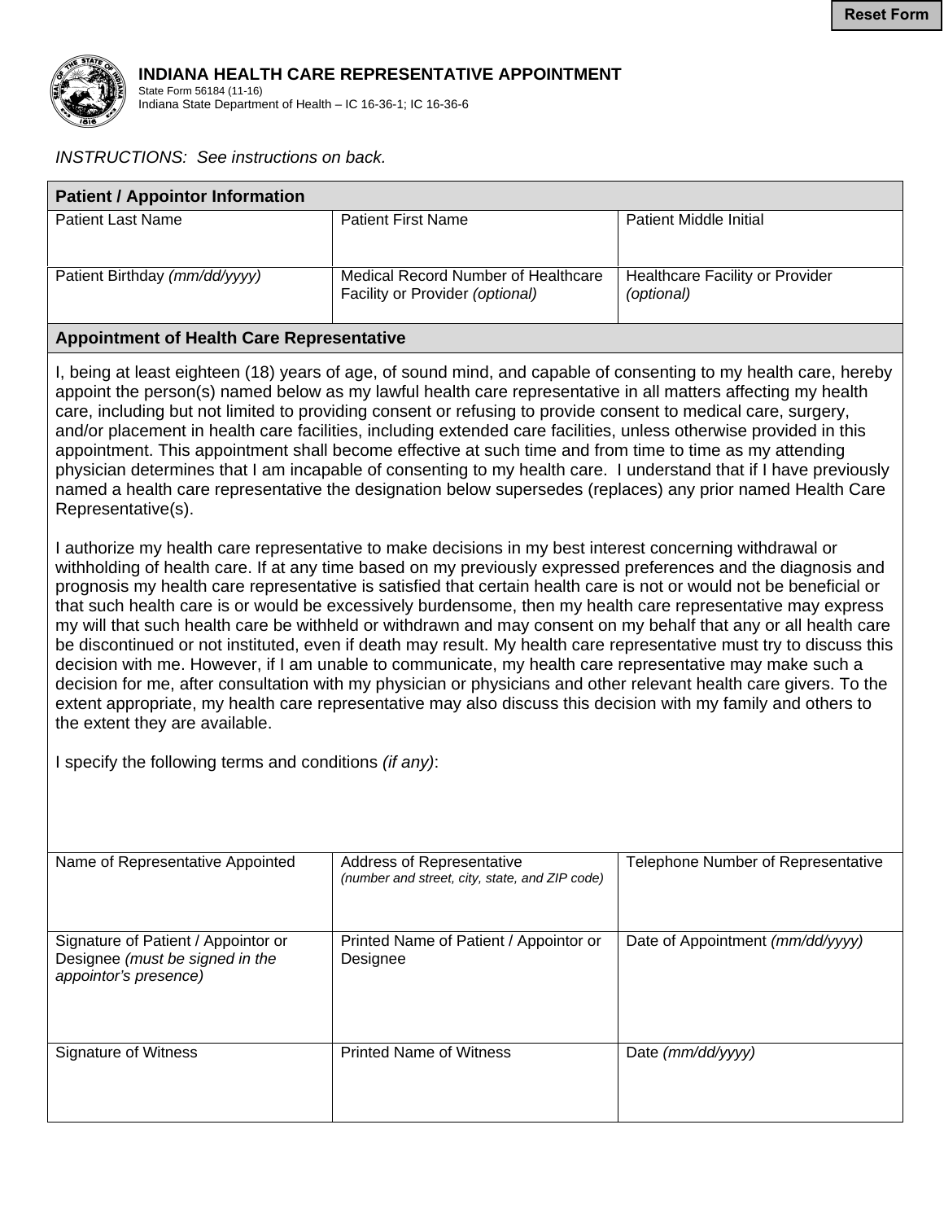# INDIANA HEALTH CARE REPRESENTATIVE APPOINTMENT

State Form 56184 (11-16)
Indiana State Department of Health – IC 16-36-1; IC 16-36-6

*INSTRUCTIONS: See instructions on back.*

| **Patient / Appointor Information** | | |
|---|---|---|
| Patient Last Name | Patient First Name | Patient Middle Initial |
| Patient Birthday *(mm/dd/yyyy)* | Medical Record Number of Healthcare Facility or Provider *(optional)* | Healthcare Facility or Provider *(optional)* |

## Appointment of Health Care Representative

I, being at least eighteen (18) years of age, of sound mind, and capable of consenting to my health care, hereby appoint the person(s) named below as my lawful health care representative in all matters affecting my health care, including but not limited to providing consent or refusing to provide consent to medical care, surgery, and/or placement in health care facilities, including extended care facilities, unless otherwise provided in this appointment. This appointment shall become effective at such time and from time to time as my attending physician determines that I am incapable of consenting to my health care. I understand that if I have previously named a health care representative the designation below supersedes (replaces) any prior named Health Care Representative(s).

I authorize my health care representative to make decisions in my best interest concerning withdrawal or withholding of health care. If at any time based on my previously expressed preferences and the diagnosis and prognosis my health care representative is satisfied that certain health care is not or would not be beneficial or that such health care is or would be excessively burdensome, then my health care representative may express my will that such health care be withheld or withdrawn and may consent on my behalf that any or all health care be discontinued or not instituted, even if death may result. My health care representative must try to discuss this decision with me. However, if I am unable to communicate, my health care representative may make such a decision for me, after consultation with my physician or physicians and other relevant health care givers. To the extent appropriate, my health care representative may also discuss this decision with my family and others to the extent they are available.

I specify the following terms and conditions *(if any)*:

| Name of Representative Appointed | Address of Representative *(number and street, city, state, and ZIP code)* | Telephone Number of Representative |
|---|---|---|
| Signature of Patient / Appointor or Designee *(must be signed in the appointor's presence)* | Printed Name of Patient / Appointor or Designee | Date of Appointment *(mm/dd/yyyy)* |
| Signature of Witness | Printed Name of Witness | Date *(mm/dd/yyyy)* |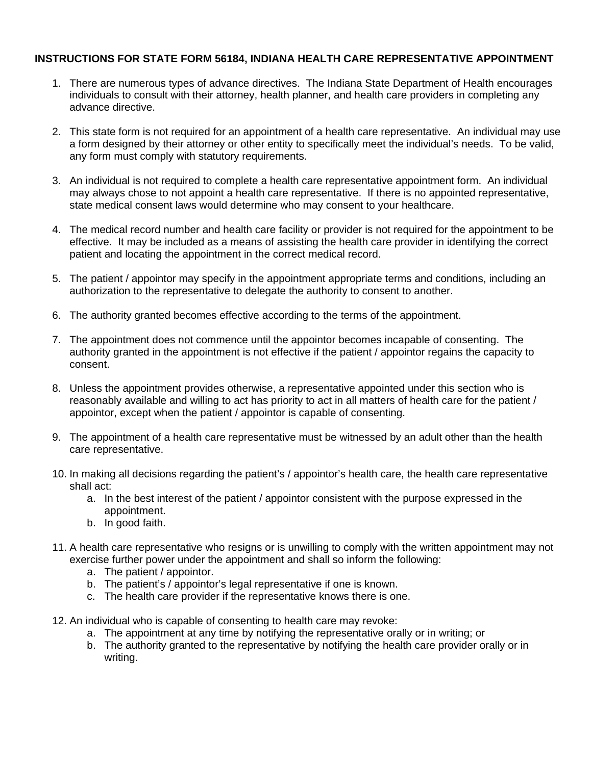**INSTRUCTIONS FOR STATE FORM 56184, INDIANA HEALTH CARE REPRESENTATIVE APPOINTMENT**

1. There are numerous types of advance directives. The Indiana State Department of Health encourages individuals to consult with their attorney, health planner, and health care providers in completing any advance directive.

2. This state form is not required for an appointment of a health care representative. An individual may use a form designed by their attorney or other entity to specifically meet the individual's needs. To be valid, any form must comply with statutory requirements.

3. An individual is not required to complete a health care representative appointment form. An individual may always chose to not appoint a health care representative. If there is no appointed representative, state medical consent laws would determine who may consent to your healthcare.

4. The medical record number and health care facility or provider is not required for the appointment to be effective. It may be included as a means of assisting the health care provider in identifying the correct patient and locating the appointment in the correct medical record.

5. The patient / appointor may specify in the appointment appropriate terms and conditions, including an authorization to the representative to delegate the authority to consent to another.

6. The authority granted becomes effective according to the terms of the appointment.

7. The appointment does not commence until the appointor becomes incapable of consenting. The authority granted in the appointment is not effective if the patient / appointor regains the capacity to consent.

8. Unless the appointment provides otherwise, a representative appointed under this section who is reasonably available and willing to act has priority to act in all matters of health care for the patient / appointor, except when the patient / appointor is capable of consenting.

9. The appointment of a health care representative must be witnessed by an adult other than the health care representative.

10. In making all decisions regarding the patient's / appointor's health care, the health care representative shall act:
    a. In the best interest of the patient / appointor consistent with the purpose expressed in the appointment.
    b. In good faith.

11. A health care representative who resigns or is unwilling to comply with the written appointment may not exercise further power under the appointment and shall so inform the following:
    a. The patient / appointor.
    b. The patient's / appointor's legal representative if one is known.
    c. The health care provider if the representative knows there is one.

12. An individual who is capable of consenting to health care may revoke:
    a. The appointment at any time by notifying the representative orally or in writing; or
    b. The authority granted to the representative by notifying the health care provider orally or in writing.